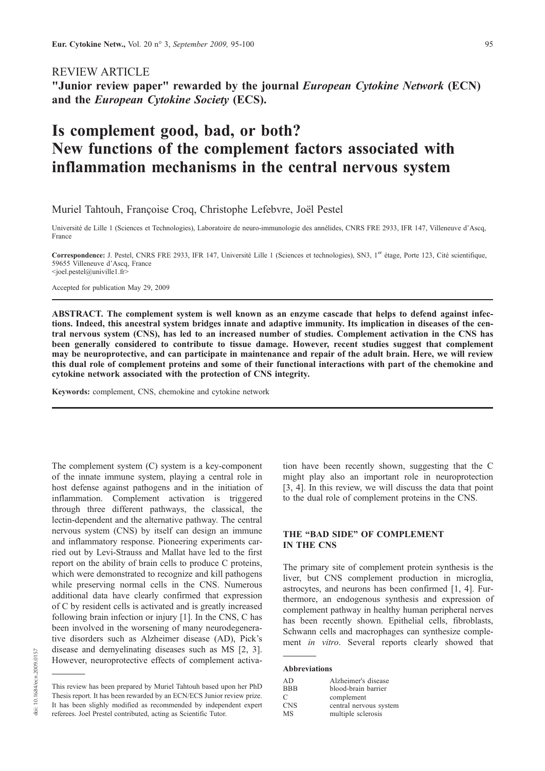REVIEW ARTICLE

**"Junior review paper" rewarded by the journal *European Cytokine Network* (ECN) and the *European Cytokine Society* (ECS).**

# Is complement good, bad, or both? New functions of the complement factors associated with inflammation mechanisms in the central nervous system

Muriel Tahtouh, Françoise Croq, Christophe Lefebvre, Joël Pestel

Université de Lille 1 (Sciences et Technologies), Laboratoire de neuro-immunologie des annélides, CNRS FRE 2933, IFR 147, Villeneuve d'Ascq, France

**Correspondence:** J. Pestel, CNRS FRE 2933, IFR 147, Université Lille 1 (Sciences et technologies), SN3, 1er étage, Porte 123, Cité scientifique, 59655 Villeneuve d'Ascq, France
<joel.pestel@univille1.fr>

Accepted for publication May 29, 2009

**ABSTRACT. The complement system is well known as an enzyme cascade that helps to defend against infections. Indeed, this ancestral system bridges innate and adaptive immunity. Its implication in diseases of the central nervous system (CNS), has led to an increased number of studies. Complement activation in the CNS has been generally considered to contribute to tissue damage. However, recent studies suggest that complement may be neuroprotective, and can participate in maintenance and repair of the adult brain. Here, we will review this dual role of complement proteins and some of their functional interactions with part of the chemokine and cytokine network associated with the protection of CNS integrity.**

**Keywords:** complement, CNS, chemokine and cytokine network

The complement system (C) system is a key-component of the innate immune system, playing a central role in host defense against pathogens and in the initiation of inflammation. Complement activation is triggered through three different pathways, the classical, the lectin-dependent and the alternative pathway. The central nervous system (CNS) by itself can design an immune and inflammatory response. Pioneering experiments carried out by Levi-Strauss and Mallat have led to the first report on the ability of brain cells to produce C proteins, which were demonstrated to recognize and kill pathogens while preserving normal cells in the CNS. Numerous additional data have clearly confirmed that expression of C by resident cells is activated and is greatly increased following brain infection or injury [1]. In the CNS, C has been involved in the worsening of many neurodegenerative disorders such as Alzheimer disease (AD), Pick's disease and demyelinating diseases such as MS [2, 3]. However, neuroprotective effects of complement activation have been recently shown, suggesting that the C might play also an important role in neuroprotection [3, 4]. In this review, we will discuss the data that point to the dual role of complement proteins in the CNS.

## THE "BAD SIDE" OF COMPLEMENT IN THE CNS

The primary site of complement protein synthesis is the liver, but CNS complement production in microglia, astrocytes, and neurons has been confirmed [1, 4]. Furthermore, an endogenous synthesis and expression of complement pathway in healthy human peripheral nerves has been recently shown. Epithelial cells, fibroblasts, Schwann cells and macrophages can synthesize complement *in vitro*. Several reports clearly showed that

This review has been prepared by Muriel Tahtouh based upon her PhD Thesis report. It has been rewarded by an ECN/ECS Junior review prize. It has been slighly modified as recommended by independent expert referees. Joel Prestel contributed, acting as Scientific Tutor.

**Abbreviations**

| | |
|---|---|
| AD | Alzheimer's disease |
| BBB | blood-brain barrier |
| C | complement |
| CNS | central nervous system |
| MS | multiple sclerosis |

doi: 10.1684/ecn.2009.0157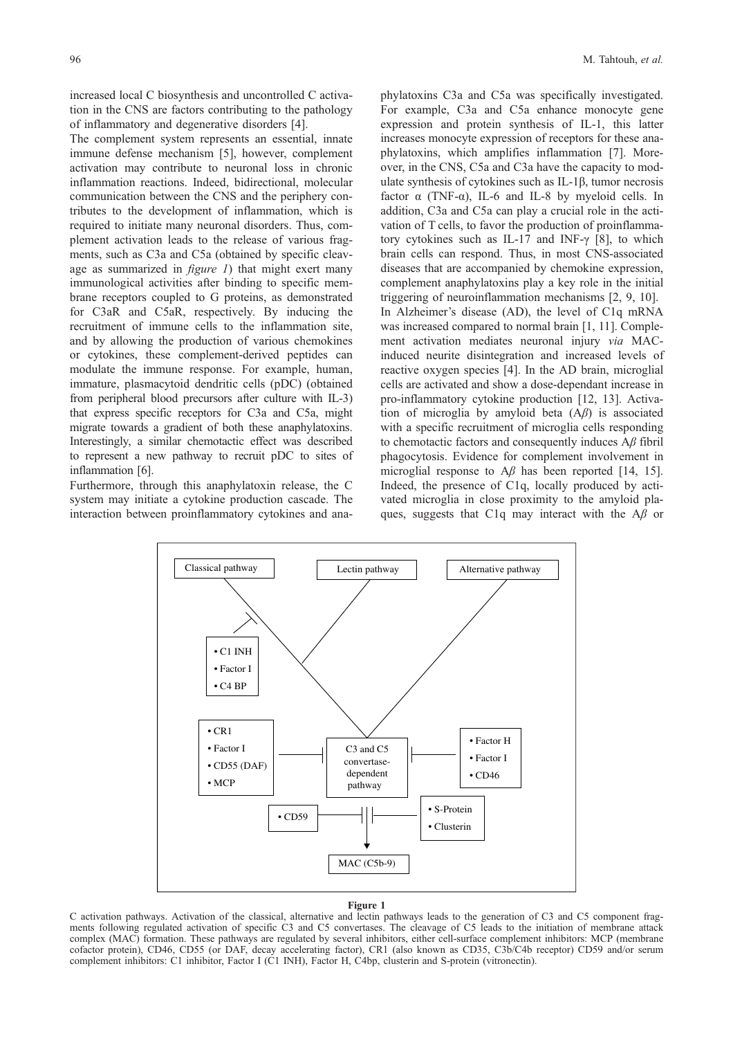increased local C biosynthesis and uncontrolled C activation in the CNS are factors contributing to the pathology of inflammatory and degenerative disorders [4].

The complement system represents an essential, innate immune defense mechanism [5], however, complement activation may contribute to neuronal loss in chronic inflammation reactions. Indeed, bidirectional, molecular communication between the CNS and the periphery contributes to the development of inflammation, which is required to initiate many neuronal disorders. Thus, complement activation leads to the release of various fragments, such as C3a and C5a (obtained by specific cleavage as summarized in *figure 1*) that might exert many immunological activities after binding to specific membrane receptors coupled to G proteins, as demonstrated for C3aR and C5aR, respectively. By inducing the recruitment of immune cells to the inflammation site, and by allowing the production of various chemokines or cytokines, these complement-derived peptides can modulate the immune response. For example, human, immature, plasmacytoid dendritic cells (pDC) (obtained from peripheral blood precursors after culture with IL-3) that express specific receptors for C3a and C5a, might migrate towards a gradient of both these anaphylatoxins. Interestingly, a similar chemotactic effect was described to represent a new pathway to recruit pDC to sites of inflammation [6].

Furthermore, through this anaphylatoxin release, the C system may initiate a cytokine production cascade. The interaction between proinflammatory cytokines and anaphylatoxins C3a and C5a was specifically investigated. For example, C3a and C5a enhance monocyte gene expression and protein synthesis of IL-1, this latter increases monocyte expression of receptors for these anaphylatoxins, which amplifies inflammation [7]. Moreover, in the CNS, C5a and C3a have the capacity to modulate synthesis of cytokines such as IL-1β, tumor necrosis factor α (TNF-α), IL-6 and IL-8 by myeloid cells. In addition, C3a and C5a can play a crucial role in the activation of T cells, to favor the production of proinflammatory cytokines such as IL-17 and INF-γ [8], to which brain cells can respond. Thus, in most CNS-associated diseases that are accompanied by chemokine expression, complement anaphylatoxins play a key role in the initial triggering of neuroinflammation mechanisms [2, 9, 10].

In Alzheimer's disease (AD), the level of C1q mRNA was increased compared to normal brain [1, 11]. Complement activation mediates neuronal injury *via* MAC-induced neurite disintegration and increased levels of reactive oxygen species [4]. In the AD brain, microglial cells are activated and show a dose-dependant increase in pro-inflammatory cytokine production [12, 13]. Activation of microglia by amyloid beta (A*β*) is associated with a specific recruitment of microglia cells responding to chemotactic factors and consequently induces A*β* fibril phagocytosis. Evidence for complement involvement in microglial response to A*β* has been reported [14, 15]. Indeed, the presence of C1q, locally produced by activated microglia in close proximity to the amyloid plaques, suggests that C1q may interact with the A*β* or

Classical pathway | Lectin pathway | Alternative pathway

• C1 INH
• Factor I
• C4 BP

• CR1
• Factor I
• CD55 (DAF)
• MCP

C3 and C5 convertase-dependent pathway

• Factor H
• Factor I
• CD46

• CD59

• S-Protein
• Clusterin

MAC (C5b-9)

**Figure 1**

C activation pathways. Activation of the classical, alternative and lectin pathways leads to the generation of C3 and C5 component fragments following regulated activation of specific C3 and C5 convertases. The cleavage of C5 leads to the initiation of membrane attack complex (MAC) formation. These pathways are regulated by several inhibitors, either cell-surface complement inhibitors: MCP (membrane cofactor protein), CD46, CD55 (or DAF, decay accelerating factor), CR1 (also known as CD35, C3b/C4b receptor) CD59 and/or serum complement inhibitors: C1 inhibitor, Factor I (C1 INH), Factor H, C4bp, clusterin and S-protein (vitronectin).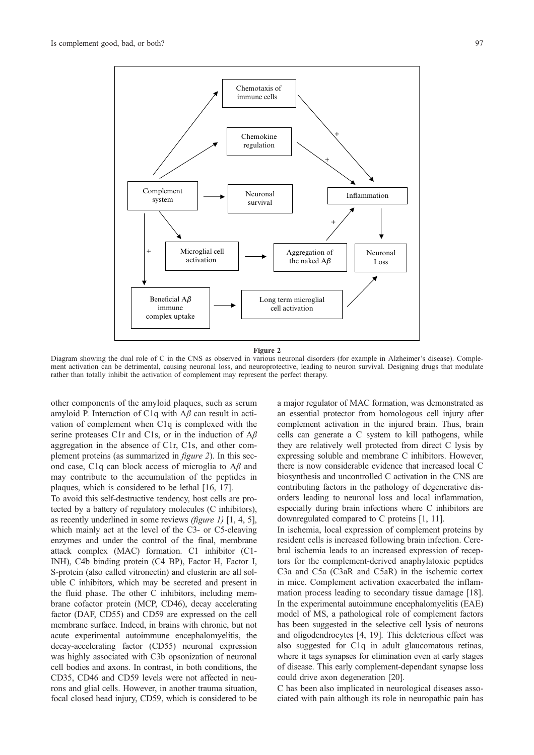**Figure 2**

Diagram showing the dual role of C in the CNS as observed in various neuronal disorders (for example in Alzheimer's disease). Complement activation can be detrimental, causing neuronal loss, and neuroprotective, leading to neuron survival. Designing drugs that modulate rather than totally inhibit the activation of complement may represent the perfect therapy.

other components of the amyloid plaques, such as serum amyloid P. Interaction of C1q with A$\beta$ can result in activation of complement when C1q is complexed with the serine proteases C1r and C1s, or in the induction of A$\beta$ aggregation in the absence of C1r, C1s, and other complement proteins (as summarized in *figure 2*). In this second case, C1q can block access of microglia to A$\beta$ and may contribute to the accumulation of the peptides in plaques, which is considered to be lethal [16, 17].

To avoid this self-destructive tendency, host cells are protected by a battery of regulatory molecules (C inhibitors), as recently underlined in some reviews *(figure 1)* [1, 4, 5], which mainly act at the level of the C3- or C5-cleaving enzymes and under the control of the final, membrane attack complex (MAC) formation. C1 inhibitor (C1-INH), C4b binding protein (C4 BP), Factor H, Factor I, S-protein (also called vitronectin) and clusterin are all soluble C inhibitors, which may be secreted and present in the fluid phase. The other C inhibitors, including membrane cofactor protein (MCP, CD46), decay accelerating factor (DAF, CD55) and CD59 are expressed on the cell membrane surface. Indeed, in brains with chronic, but not acute experimental autoimmune encephalomyelitis, the decay-accelerating factor (CD55) neuronal expression was highly associated with C3b opsonization of neuronal cell bodies and axons. In contrast, in both conditions, the CD35, CD46 and CD59 levels were not affected in neurons and glial cells. However, in another trauma situation, focal closed head injury, CD59, which is considered to be a major regulator of MAC formation, was demonstrated as an essential protector from homologous cell injury after complement activation in the injured brain. Thus, brain cells can generate a C system to kill pathogens, while they are relatively well protected from direct C lysis by expressing soluble and membrane C inhibitors. However, there is now considerable evidence that increased local C biosynthesis and uncontrolled C activation in the CNS are contributing factors in the pathology of degenerative disorders leading to neuronal loss and local inflammation, especially during brain infections where C inhibitors are downregulated compared to C proteins [1, 11].

In ischemia, local expression of complement proteins by resident cells is increased following brain infection. Cerebral ischemia leads to an increased expression of receptors for the complement-derived anaphylatoxic peptides C3a and C5a (C3aR and C5aR) in the ischemic cortex in mice. Complement activation exacerbated the inflammation process leading to secondary tissue damage [18]. In the experimental autoimmune encephalomyelitis (EAE) model of MS, a pathological role of complement factors has been suggested in the selective cell lysis of neurons and oligodendrocytes [4, 19]. This deleterious effect was also suggested for C1q in adult glaucomatous retinas, where it tags synapses for elimination even at early stages of disease. This early complement-dependant synapse loss could drive axon degeneration [20].

C has been also implicated in neurological diseases associated with pain although its role in neuropathic pain has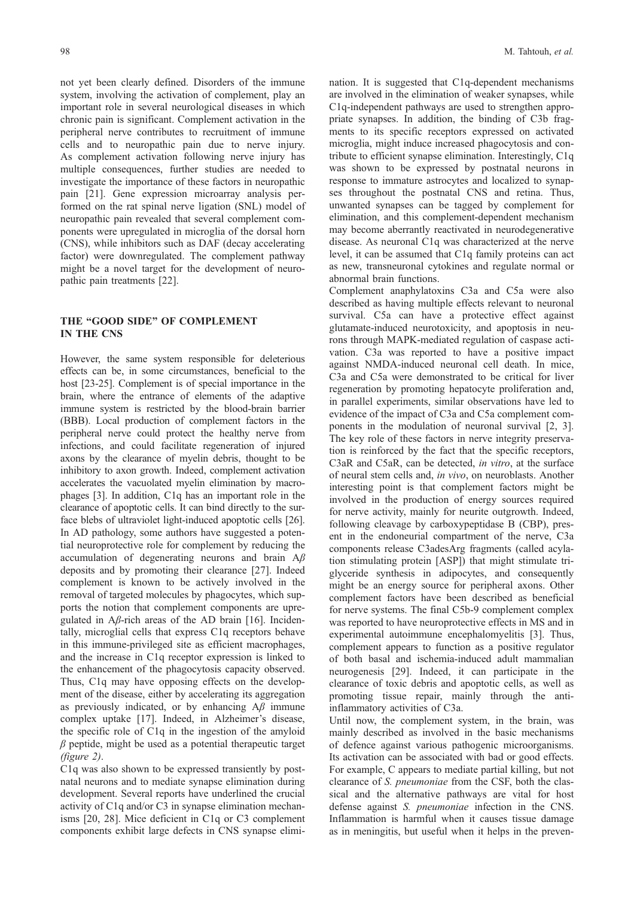not yet been clearly defined. Disorders of the immune system, involving the activation of complement, play an important role in several neurological diseases in which chronic pain is significant. Complement activation in the peripheral nerve contributes to recruitment of immune cells and to neuropathic pain due to nerve injury. As complement activation following nerve injury has multiple consequences, further studies are needed to investigate the importance of these factors in neuropathic pain [21]. Gene expression microarray analysis performed on the rat spinal nerve ligation (SNL) model of neuropathic pain revealed that several complement components were upregulated in microglia of the dorsal horn (CNS), while inhibitors such as DAF (decay accelerating factor) were downregulated. The complement pathway might be a novel target for the development of neuropathic pain treatments [22].

## THE "GOOD SIDE" OF COMPLEMENT IN THE CNS

However, the same system responsible for deleterious effects can be, in some circumstances, beneficial to the host [23-25]. Complement is of special importance in the brain, where the entrance of elements of the adaptive immune system is restricted by the blood-brain barrier (BBB). Local production of complement factors in the peripheral nerve could protect the healthy nerve from infections, and could facilitate regeneration of injured axons by the clearance of myelin debris, thought to be inhibitory to axon growth. Indeed, complement activation accelerates the vacuolated myelin elimination by macrophages [3]. In addition, C1q has an important role in the clearance of apoptotic cells. It can bind directly to the surface blebs of ultraviolet light-induced apoptotic cells [26]. In AD pathology, some authors have suggested a potential neuroprotective role for complement by reducing the accumulation of degenerating neurons and brain A*β* deposits and by promoting their clearance [27]. Indeed complement is known to be actively involved in the removal of targeted molecules by phagocytes, which supports the notion that complement components are upregulated in A*β*-rich areas of the AD brain [16]. Incidentally, microglial cells that express C1q receptors behave in this immune-privileged site as efficient macrophages, and the increase in C1q receptor expression is linked to the enhancement of the phagocytosis capacity observed. Thus, C1q may have opposing effects on the development of the disease, either by accelerating its aggregation as previously indicated, or by enhancing A*β* immune complex uptake [17]. Indeed, in Alzheimer's disease, the specific role of C1q in the ingestion of the amyloid *β* peptide, might be used as a potential therapeutic target (*figure 2*).

C1q was also shown to be expressed transiently by postnatal neurons and to mediate synapse elimination during development. Several reports have underlined the crucial activity of C1q and/or C3 in synapse elimination mechanisms [20, 28]. Mice deficient in C1q or C3 complement components exhibit large defects in CNS synapse elimination. It is suggested that C1q-dependent mechanisms are involved in the elimination of weaker synapses, while C1q-independent pathways are used to strengthen appropriate synapses. In addition, the binding of C3b fragments to its specific receptors expressed on activated microglia, might induce increased phagocytosis and contribute to efficient synapse elimination. Interestingly, C1q was shown to be expressed by postnatal neurons in response to immature astrocytes and localized to synapses throughout the postnatal CNS and retina. Thus, unwanted synapses can be tagged by complement for elimination, and this complement-dependent mechanism may become aberrantly reactivated in neurodegenerative disease. As neuronal C1q was characterized at the nerve level, it can be assumed that C1q family proteins can act as new, transneuronal cytokines and regulate normal or abnormal brain functions.

Complement anaphylatoxins C3a and C5a were also described as having multiple effects relevant to neuronal survival. C5a can have a protective effect against glutamate-induced neurotoxicity, and apoptosis in neurons through MAPK-mediated regulation of caspase activation. C3a was reported to have a positive impact against NMDA-induced neuronal cell death. In mice, C3a and C5a were demonstrated to be critical for liver regeneration by promoting hepatocyte proliferation and, in parallel experiments, similar observations have led to evidence of the impact of C3a and C5a complement components in the modulation of neuronal survival [2, 3]. The key role of these factors in nerve integrity preservation is reinforced by the fact that the specific receptors, C3aR and C5aR, can be detected, *in vitro*, at the surface of neural stem cells and, *in vivo*, on neuroblasts. Another interesting point is that complement factors might be involved in the production of energy sources required for nerve activity, mainly for neurite outgrowth. Indeed, following cleavage by carboxypeptidase B (CBP), present in the endoneurial compartment of the nerve, C3a components release C3adesArg fragments (called acylation stimulating protein [ASP]) that might stimulate triglyceride synthesis in adipocytes, and consequently might be an energy source for peripheral axons. Other complement factors have been described as beneficial for nerve systems. The final C5b-9 complement complex was reported to have neuroprotective effects in MS and in experimental autoimmune encephalomyelitis [3]. Thus, complement appears to function as a positive regulator of both basal and ischemia-induced adult mammalian neurogenesis [29]. Indeed, it can participate in the clearance of toxic debris and apoptotic cells, as well as promoting tissue repair, mainly through the anti-inflammatory activities of C3a.

Until now, the complement system, in the brain, was mainly described as involved in the basic mechanisms of defence against various pathogenic microorganisms. Its activation can be associated with bad or good effects. For example, C appears to mediate partial killing, but not clearance of *S. pneumoniae* from the CSF, both the classical and the alternative pathways are vital for host defense against *S. pneumoniae* infection in the CNS. Inflammation is harmful when it causes tissue damage as in meningitis, but useful when it helps in the preven-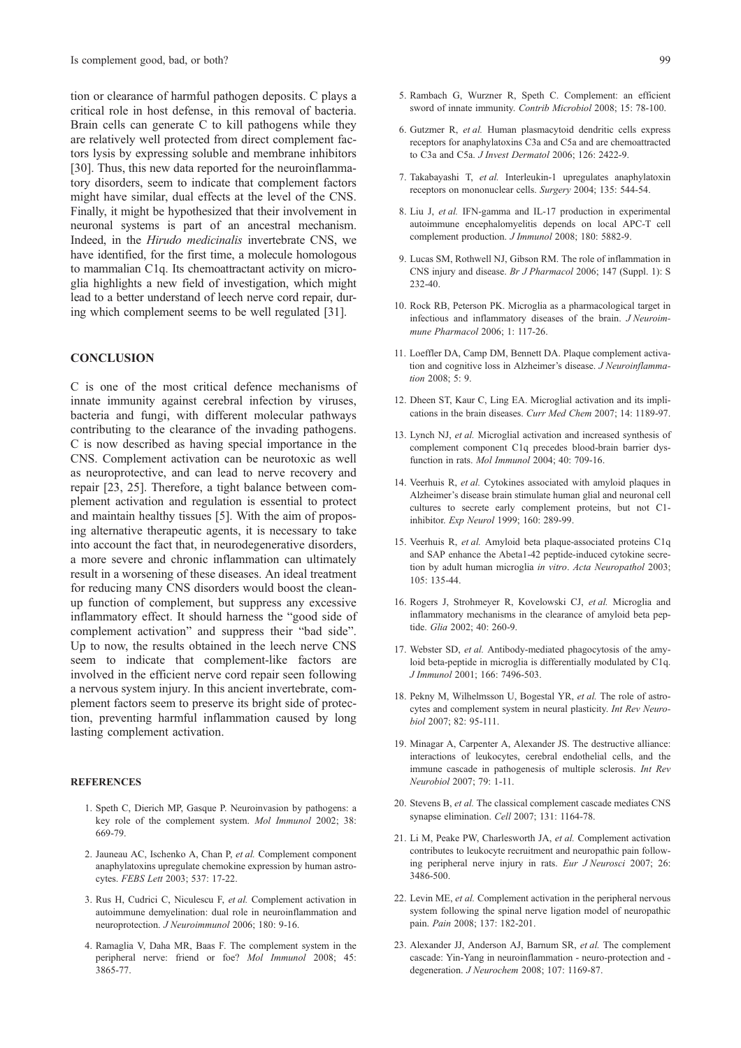tion or clearance of harmful pathogen deposits. C plays a critical role in host defense, in this removal of bacteria. Brain cells can generate C to kill pathogens while they are relatively well protected from direct complement factors lysis by expressing soluble and membrane inhibitors [30]. Thus, this new data reported for the neuroinflammatory disorders, seem to indicate that complement factors might have similar, dual effects at the level of the CNS. Finally, it might be hypothesized that their involvement in neuronal systems is part of an ancestral mechanism. Indeed, in the *Hirudo medicinalis* invertebrate CNS, we have identified, for the first time, a molecule homologous to mammalian C1q. Its chemoattractant activity on microglia highlights a new field of investigation, which might lead to a better understand of leech nerve cord repair, during which complement seems to be well regulated [31].

## CONCLUSION

C is one of the most critical defence mechanisms of innate immunity against cerebral infection by viruses, bacteria and fungi, with different molecular pathways contributing to the clearance of the invading pathogens. C is now described as having special importance in the CNS. Complement activation can be neurotoxic as well as neuroprotective, and can lead to nerve recovery and repair [23, 25]. Therefore, a tight balance between complement activation and regulation is essential to protect and maintain healthy tissues [5]. With the aim of proposing alternative therapeutic agents, it is necessary to take into account the fact that, in neurodegenerative disorders, a more severe and chronic inflammation can ultimately result in a worsening of these diseases. An ideal treatment for reducing many CNS disorders would boost the clean-up function of complement, but suppress any excessive inflammatory effect. It should harness the "good side of complement activation" and suppress their "bad side". Up to now, the results obtained in the leech nerve CNS seem to indicate that complement-like factors are involved in the efficient nerve cord repair seen following a nervous system injury. In this ancient invertebrate, complement factors seem to preserve its bright side of protection, preventing harmful inflammation caused by long lasting complement activation.

### REFERENCES

1. Speth C, Dierich MP, Gasque P. Neuroinvasion by pathogens: a key role of the complement system. *Mol Immunol* 2002; 38: 669-79.
2. Jauneau AC, Ischenko A, Chan P, *et al.* Complement component anaphylatoxins upregulate chemokine expression by human astrocytes. *FEBS Lett* 2003; 537: 17-22.
3. Rus H, Cudrici C, Niculescu F, *et al.* Complement activation in autoimmune demyelination: dual role in neuroinflammation and neuroprotection. *J Neuroimmunol* 2006; 180: 9-16.
4. Ramaglia V, Daha MR, Baas F. The complement system in the peripheral nerve: friend or foe? *Mol Immunol* 2008; 45: 3865-77.
5. Rambach G, Wurzner R, Speth C. Complement: an efficient sword of innate immunity. *Contrib Microbiol* 2008; 15: 78-100.
6. Gutzmer R, *et al.* Human plasmacytoid dendritic cells express receptors for anaphylatoxins C3a and C5a and are chemoattracted to C3a and C5a. *J Invest Dermatol* 2006; 126: 2422-9.
7. Takabayashi T, *et al.* Interleukin-1 upregulates anaphylatoxin receptors on mononuclear cells. *Surgery* 2004; 135: 544-54.
8. Liu J, *et al.* IFN-gamma and IL-17 production in experimental autoimmune encephalomyelitis depends on local APC-T cell complement production. *J Immunol* 2008; 180: 5882-9.
9. Lucas SM, Rothwell NJ, Gibson RM. The role of inflammation in CNS injury and disease. *Br J Pharmacol* 2006; 147 (Suppl. 1): S 232-40.
10. Rock RB, Peterson PK. Microglia as a pharmacological target in infectious and inflammatory diseases of the brain. *J Neuroimmune Pharmacol* 2006; 1: 117-26.
11. Loeffler DA, Camp DM, Bennett DA. Plaque complement activation and cognitive loss in Alzheimer's disease. *J Neuroinflammation* 2008; 5: 9.
12. Dheen ST, Kaur C, Ling EA. Microglial activation and its implications in the brain diseases. *Curr Med Chem* 2007; 14: 1189-97.
13. Lynch NJ, *et al.* Microglial activation and increased synthesis of complement component C1q precedes blood-brain barrier dysfunction in rats. *Mol Immunol* 2004; 40: 709-16.
14. Veerhuis R, *et al.* Cytokines associated with amyloid plaques in Alzheimer's disease brain stimulate human glial and neuronal cell cultures to secrete early complement proteins, but not C1-inhibitor. *Exp Neurol* 1999; 160: 289-99.
15. Veerhuis R, *et al.* Amyloid beta plaque-associated proteins C1q and SAP enhance the Abeta1-42 peptide-induced cytokine secretion by adult human microglia *in vitro*. *Acta Neuropathol* 2003; 105: 135-44.
16. Rogers J, Strohmeyer R, Kovelowski CJ, *et al.* Microglia and inflammatory mechanisms in the clearance of amyloid beta peptide. *Glia* 2002; 40: 260-9.
17. Webster SD, *et al.* Antibody-mediated phagocytosis of the amyloid beta-peptide in microglia is differentially modulated by C1q. *J Immunol* 2001; 166: 7496-503.
18. Pekny M, Wilhelmsson U, Bogestal YR, *et al.* The role of astrocytes and complement system in neural plasticity. *Int Rev Neurobiol* 2007; 82: 95-111.
19. Minagar A, Carpenter A, Alexander JS. The destructive alliance: interactions of leukocytes, cerebral endothelial cells, and the immune cascade in pathogenesis of multiple sclerosis. *Int Rev Neurobiol* 2007; 79: 1-11.
20. Stevens B, *et al.* The classical complement cascade mediates CNS synapse elimination. *Cell* 2007; 131: 1164-78.
21. Li M, Peake PW, Charlesworth JA, *et al.* Complement activation contributes to leukocyte recruitment and neuropathic pain following peripheral nerve injury in rats. *Eur J Neurosci* 2007; 26: 3486-500.
22. Levin ME, *et al.* Complement activation in the peripheral nervous system following the spinal nerve ligation model of neuropathic pain. *Pain* 2008; 137: 182-201.
23. Alexander JJ, Anderson AJ, Barnum SR, *et al.* The complement cascade: Yin-Yang in neuroinflammation - neuro-protection and -degeneration. *J Neurochem* 2008; 107: 1169-87.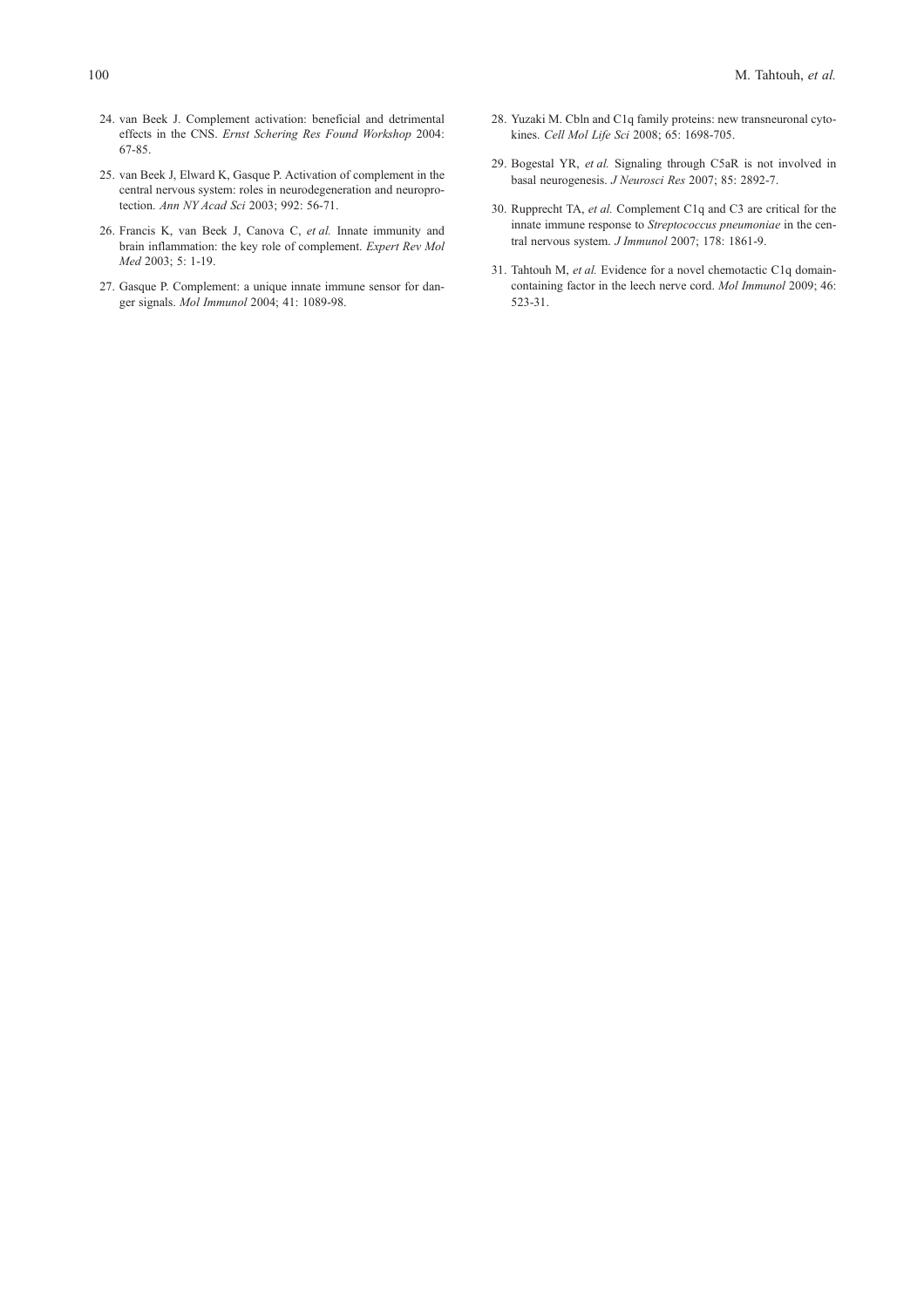24. van Beek J. Complement activation: beneficial and detrimental effects in the CNS. *Ernst Schering Res Found Workshop* 2004: 67-85.

25. van Beek J, Elward K, Gasque P. Activation of complement in the central nervous system: roles in neurodegeneration and neuroprotection. *Ann NY Acad Sci* 2003; 992: 56-71.

26. Francis K, van Beek J, Canova C, *et al.* Innate immunity and brain inflammation: the key role of complement. *Expert Rev Mol Med* 2003; 5: 1-19.

27. Gasque P. Complement: a unique innate immune sensor for danger signals. *Mol Immunol* 2004; 41: 1089-98.

28. Yuzaki M. Cbln and C1q family proteins: new transneuronal cytokines. *Cell Mol Life Sci* 2008; 65: 1698-705.

29. Bogestal YR, *et al.* Signaling through C5aR is not involved in basal neurogenesis. *J Neurosci Res* 2007; 85: 2892-7.

30. Rupprecht TA, *et al.* Complement C1q and C3 are critical for the innate immune response to *Streptococcus pneumoniae* in the central nervous system. *J Immunol* 2007; 178: 1861-9.

31. Tahtouh M, *et al.* Evidence for a novel chemotactic C1q domain-containing factor in the leech nerve cord. *Mol Immunol* 2009; 46: 523-31.